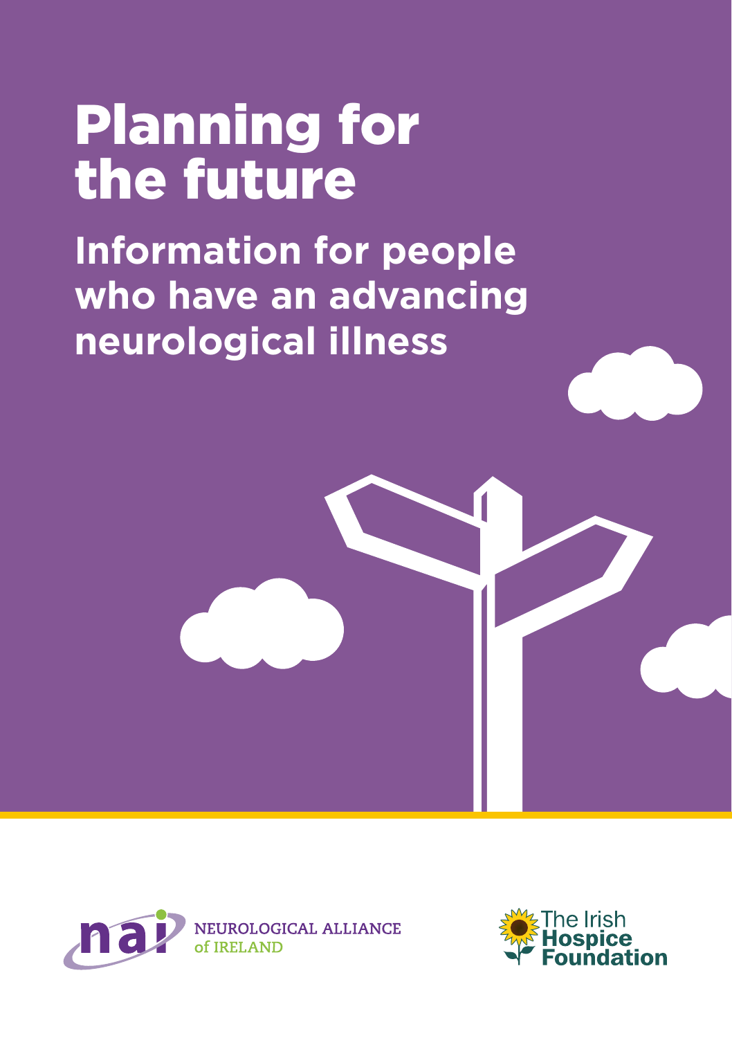# Planning for the future

## Information for people who have an advancing neurological illness

NEUROLOGICAL ALLIANCE of IRELAND

The Irish Hospice Foundation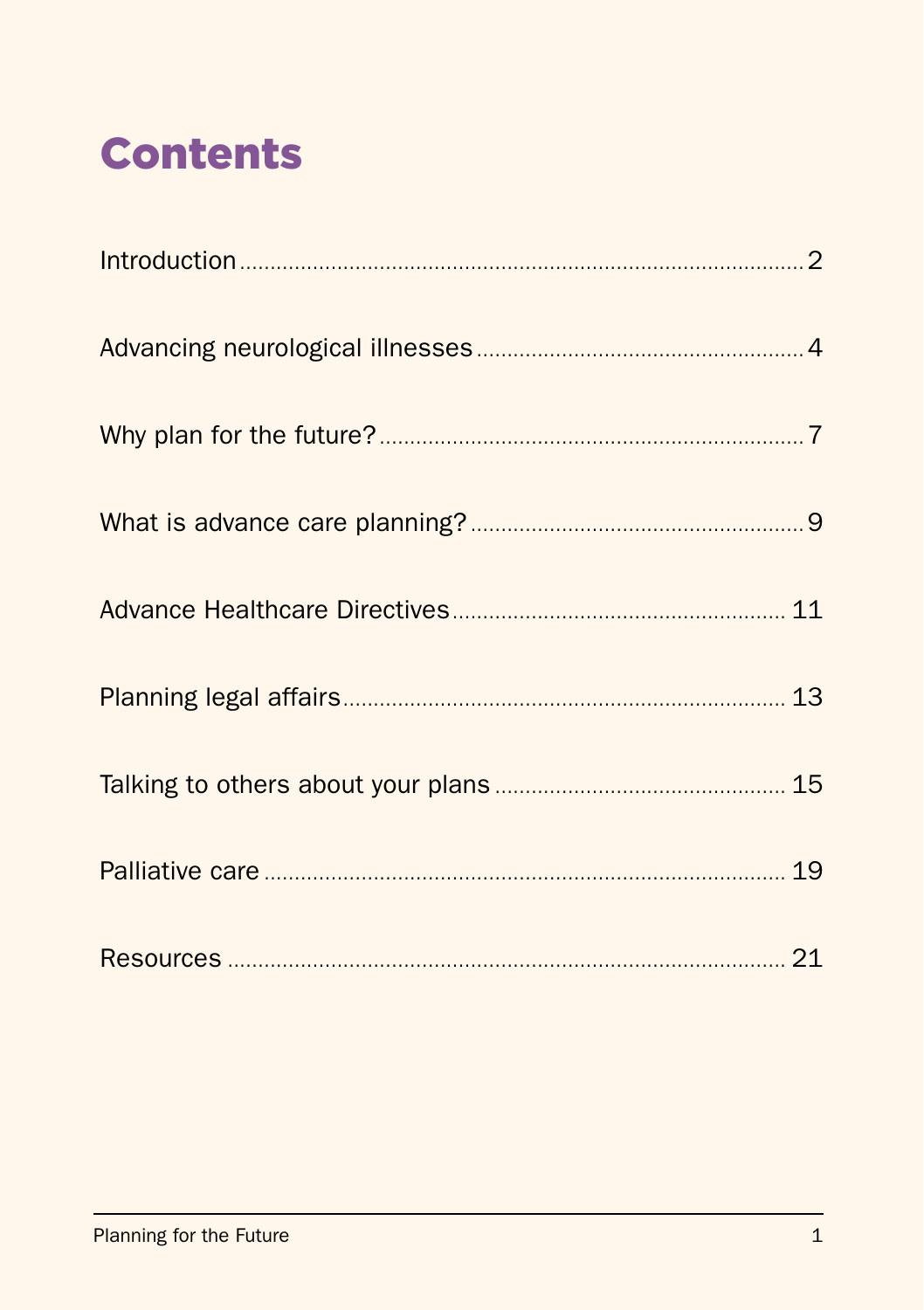# Contents

| | |
|---|---|
| Introduction | 2 |
| Advancing neurological illnesses | 4 |
| Why plan for the future? | 7 |
| What is advance care planning? | 9 |
| Advance Healthcare Directives | 11 |
| Planning legal affairs | 13 |
| Talking to others about your plans | 15 |
| Palliative care | 19 |
| Resources | 21 |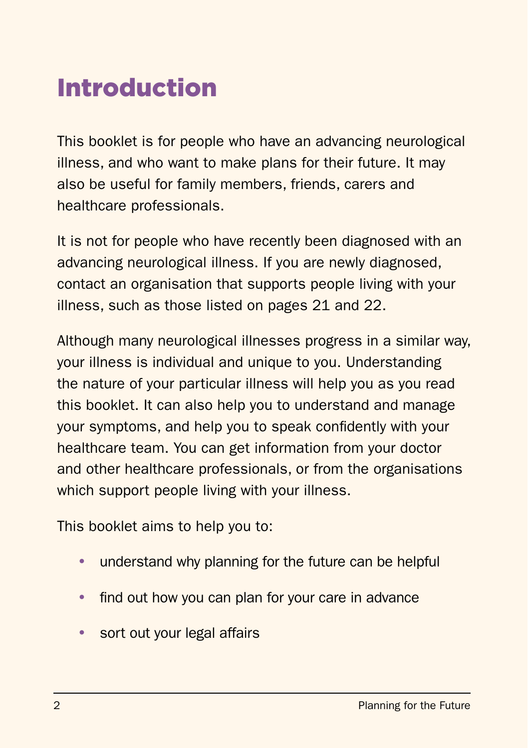# Introduction

This booklet is for people who have an advancing neurological illness, and who want to make plans for their future. It may also be useful for family members, friends, carers and healthcare professionals.

It is not for people who have recently been diagnosed with an advancing neurological illness. If you are newly diagnosed, contact an organisation that supports people living with your illness, such as those listed on pages 21 and 22.

Although many neurological illnesses progress in a similar way, your illness is individual and unique to you. Understanding the nature of your particular illness will help you as you read this booklet. It can also help you to understand and manage your symptoms, and help you to speak confidently with your healthcare team. You can get information from your doctor and other healthcare professionals, or from the organisations which support people living with your illness.

This booklet aims to help you to:

- understand why planning for the future can be helpful
- find out how you can plan for your care in advance
- sort out your legal affairs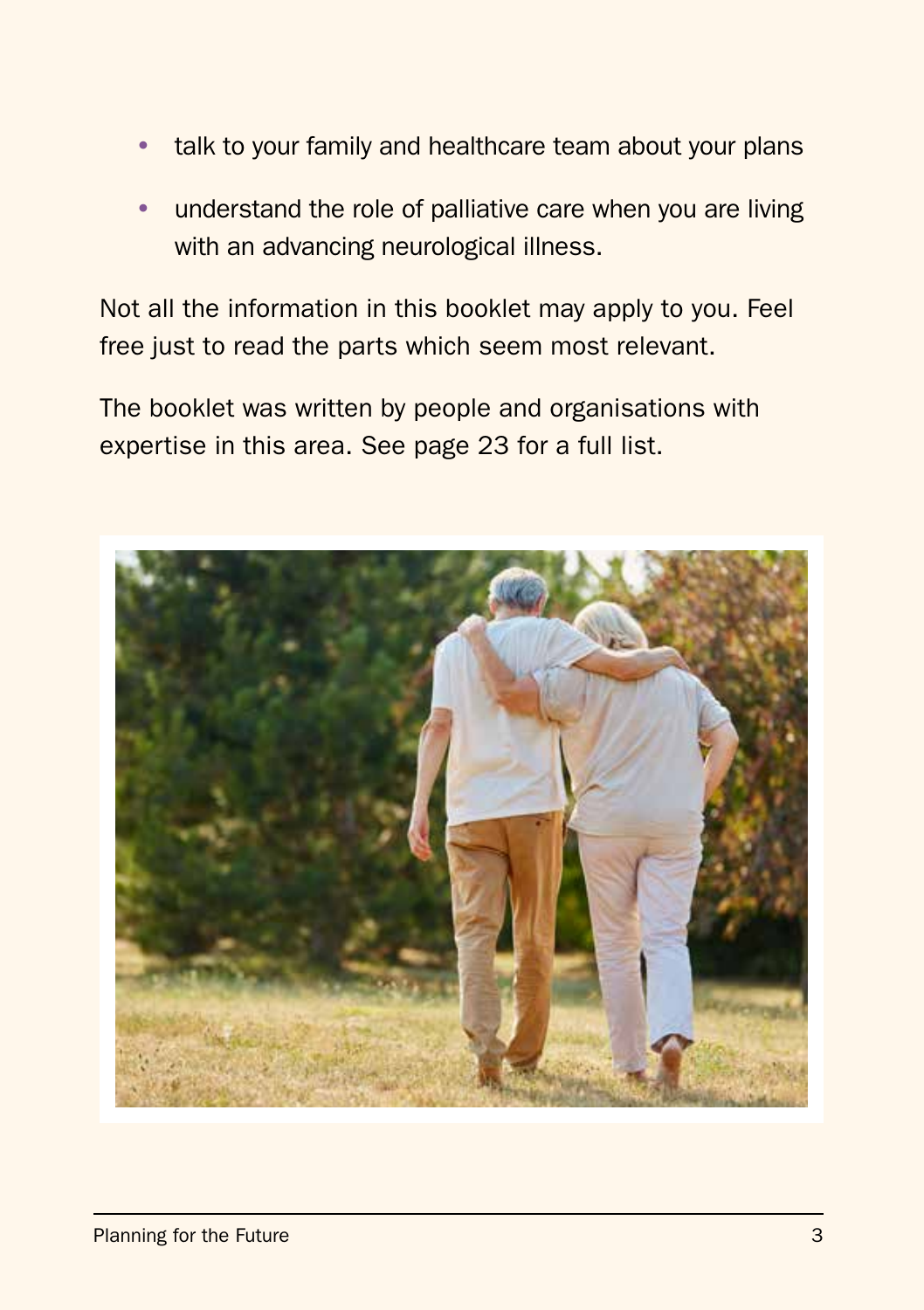- talk to your family and healthcare team about your plans
- understand the role of palliative care when you are living with an advancing neurological illness.

Not all the information in this booklet may apply to you. Feel free just to read the parts which seem most relevant.

The booklet was written by people and organisations with expertise in this area. See page 23 for a full list.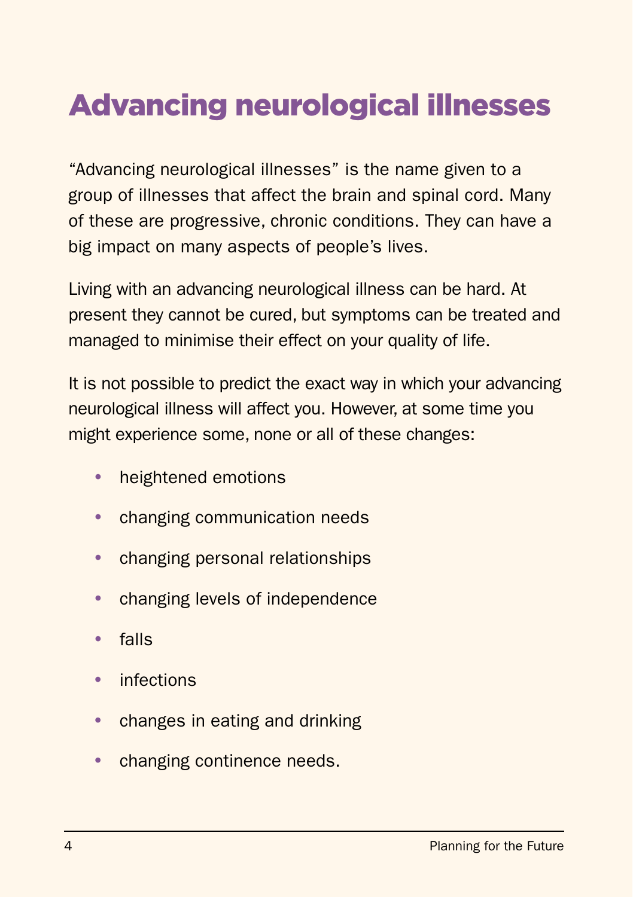# Advancing neurological illnesses

"Advancing neurological illnesses" is the name given to a group of illnesses that affect the brain and spinal cord. Many of these are progressive, chronic conditions. They can have a big impact on many aspects of people's lives.

Living with an advancing neurological illness can be hard. At present they cannot be cured, but symptoms can be treated and managed to minimise their effect on your quality of life.

It is not possible to predict the exact way in which your advancing neurological illness will affect you. However, at some time you might experience some, none or all of these changes:

- heightened emotions
- changing communication needs
- changing personal relationships
- changing levels of independence
- falls
- infections
- changes in eating and drinking
- changing continence needs.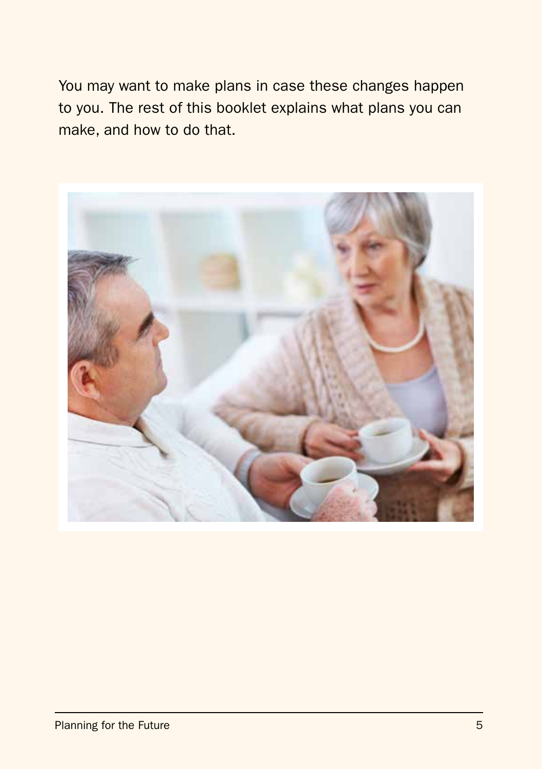You may want to make plans in case these changes happen to you. The rest of this booklet explains what plans you can make, and how to do that.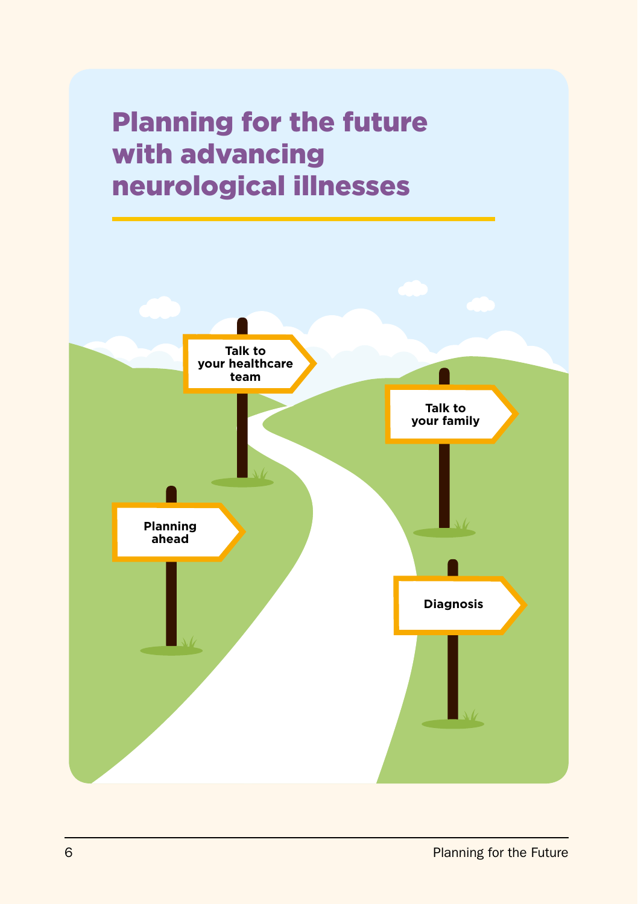# Planning for the future with advancing neurological illnesses

Talk to your healthcare team

Talk to your family

Planning ahead

Diagnosis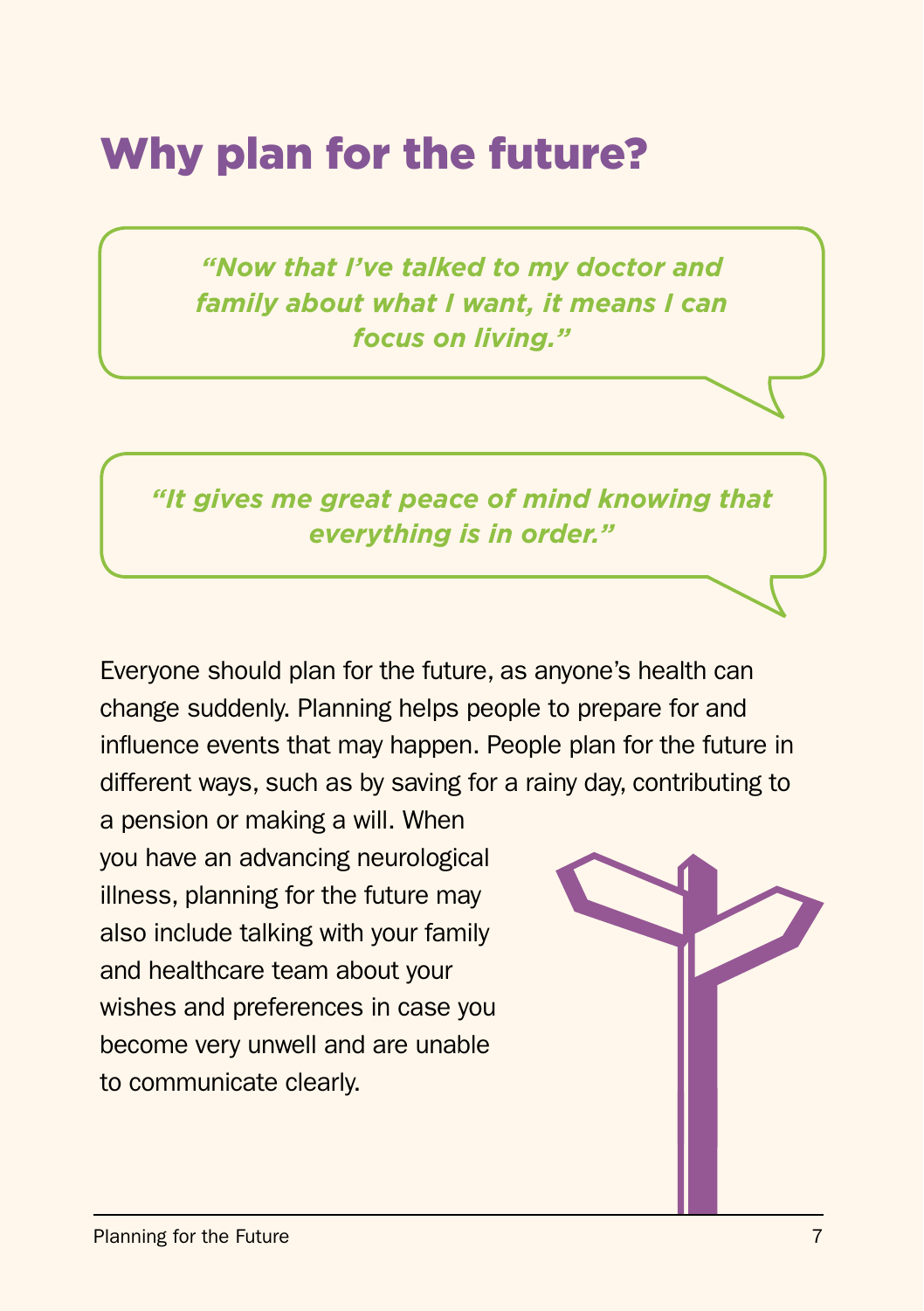# Why plan for the future?

> ***"Now that I've talked to my doctor and family about what I want, it means I can focus on living."***

> ***"It gives me great peace of mind knowing that everything is in order."***

Everyone should plan for the future, as anyone's health can change suddenly. Planning helps people to prepare for and influence events that may happen. People plan for the future in different ways, such as by saving for a rainy day, contributing to a pension or making a will. When you have an advancing neurological illness, planning for the future may also include talking with your family and healthcare team about your wishes and preferences in case you become very unwell and are unable to communicate clearly.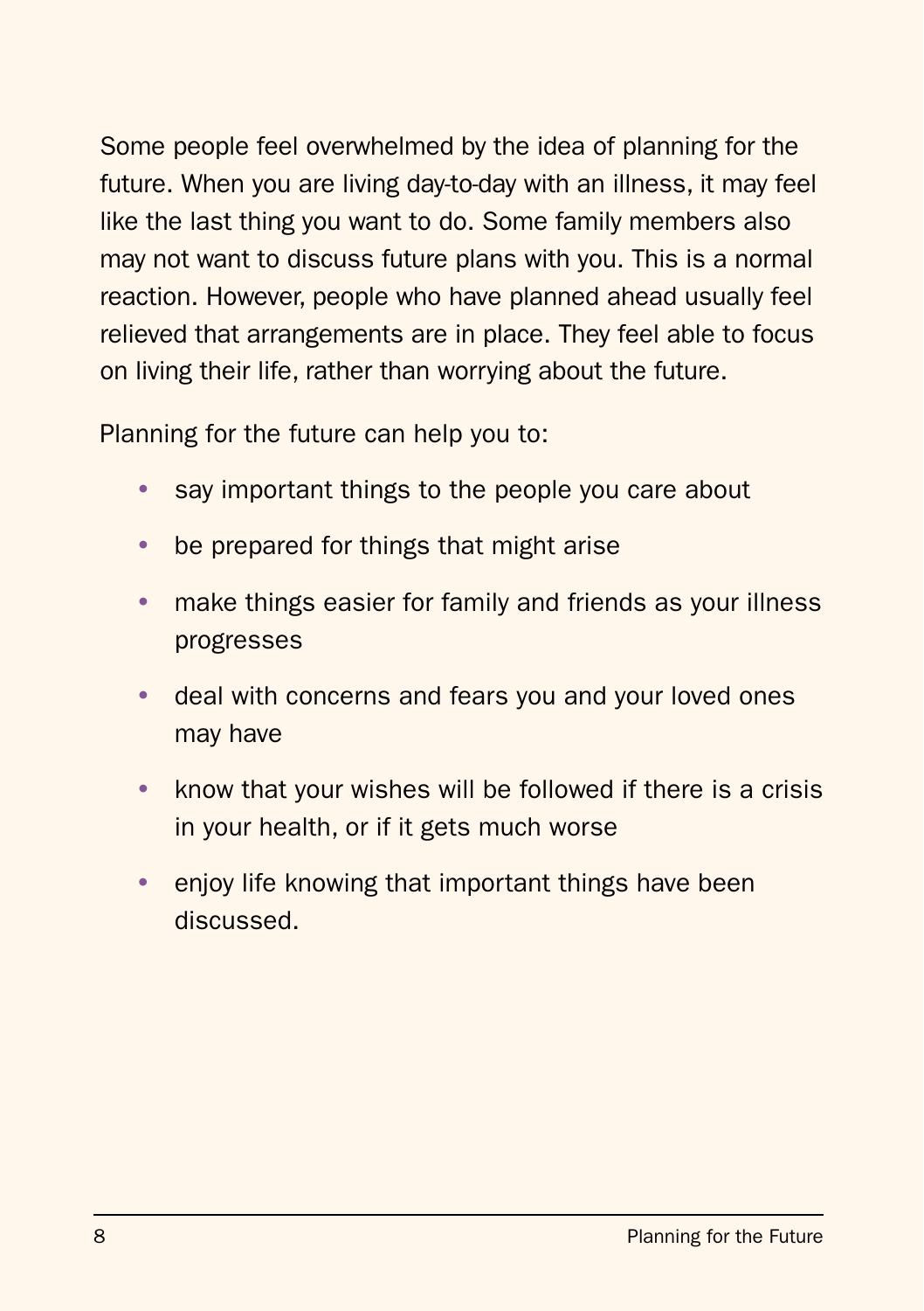Some people feel overwhelmed by the idea of planning for the future. When you are living day-to-day with an illness, it may feel like the last thing you want to do. Some family members also may not want to discuss future plans with you. This is a normal reaction. However, people who have planned ahead usually feel relieved that arrangements are in place. They feel able to focus on living their life, rather than worrying about the future.

Planning for the future can help you to:

- say important things to the people you care about
- be prepared for things that might arise
- make things easier for family and friends as your illness progresses
- deal with concerns and fears you and your loved ones may have
- know that your wishes will be followed if there is a crisis in your health, or if it gets much worse
- enjoy life knowing that important things have been discussed.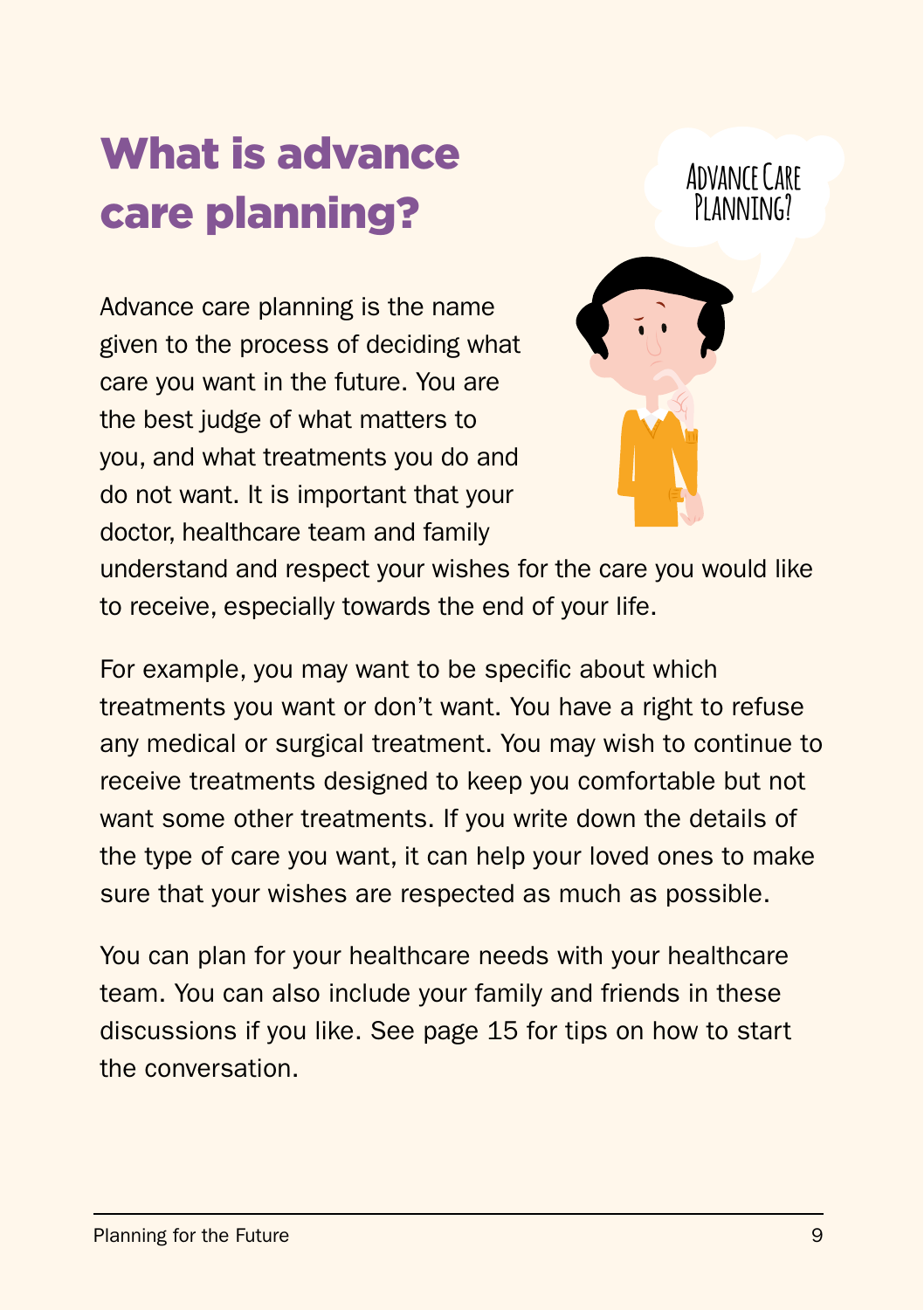# What is advance care planning?

Advance care planning is the name given to the process of deciding what care you want in the future. You are the best judge of what matters to you, and what treatments you do and do not want. It is important that your doctor, healthcare team and family understand and respect your wishes for the care you would like to receive, especially towards the end of your life.

For example, you may want to be specific about which treatments you want or don't want. You have a right to refuse any medical or surgical treatment. You may wish to continue to receive treatments designed to keep you comfortable but not want some other treatments. If you write down the details of the type of care you want, it can help your loved ones to make sure that your wishes are respected as much as possible.

You can plan for your healthcare needs with your healthcare team. You can also include your family and friends in these discussions if you like. See page 15 for tips on how to start the conversation.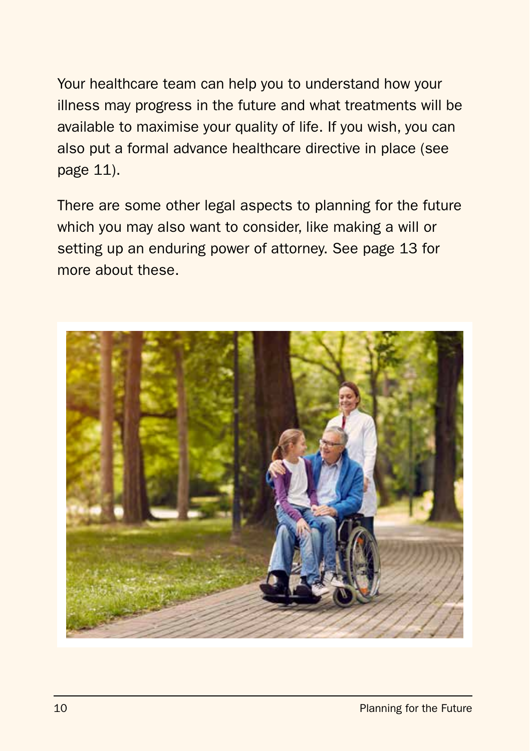Your healthcare team can help you to understand how your illness may progress in the future and what treatments will be available to maximise your quality of life. If you wish, you can also put a formal advance healthcare directive in place (see page 11).

There are some other legal aspects to planning for the future which you may also want to consider, like making a will or setting up an enduring power of attorney. See page 13 for more about these.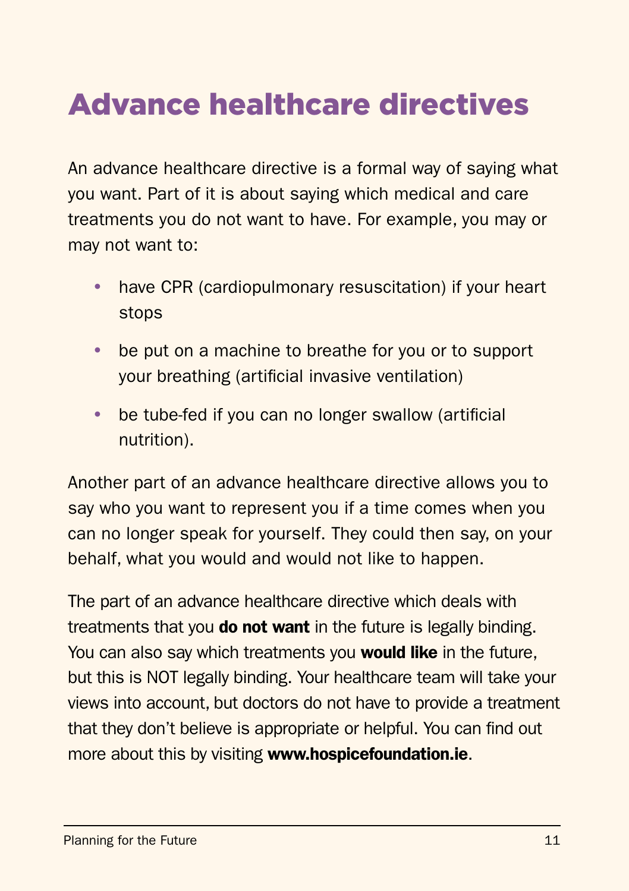# Advance healthcare directives

An advance healthcare directive is a formal way of saying what you want. Part of it is about saying which medical and care treatments you do not want to have. For example, you may or may not want to:

- have CPR (cardiopulmonary resuscitation) if your heart stops
- be put on a machine to breathe for you or to support your breathing (artificial invasive ventilation)
- be tube-fed if you can no longer swallow (artificial nutrition).

Another part of an advance healthcare directive allows you to say who you want to represent you if a time comes when you can no longer speak for yourself. They could then say, on your behalf, what you would and would not like to happen.

The part of an advance healthcare directive which deals with treatments that you **do not want** in the future is legally binding. You can also say which treatments you **would like** in the future, but this is NOT legally binding. Your healthcare team will take your views into account, but doctors do not have to provide a treatment that they don't believe is appropriate or helpful. You can find out more about this by visiting **www.hospicefoundation.ie**.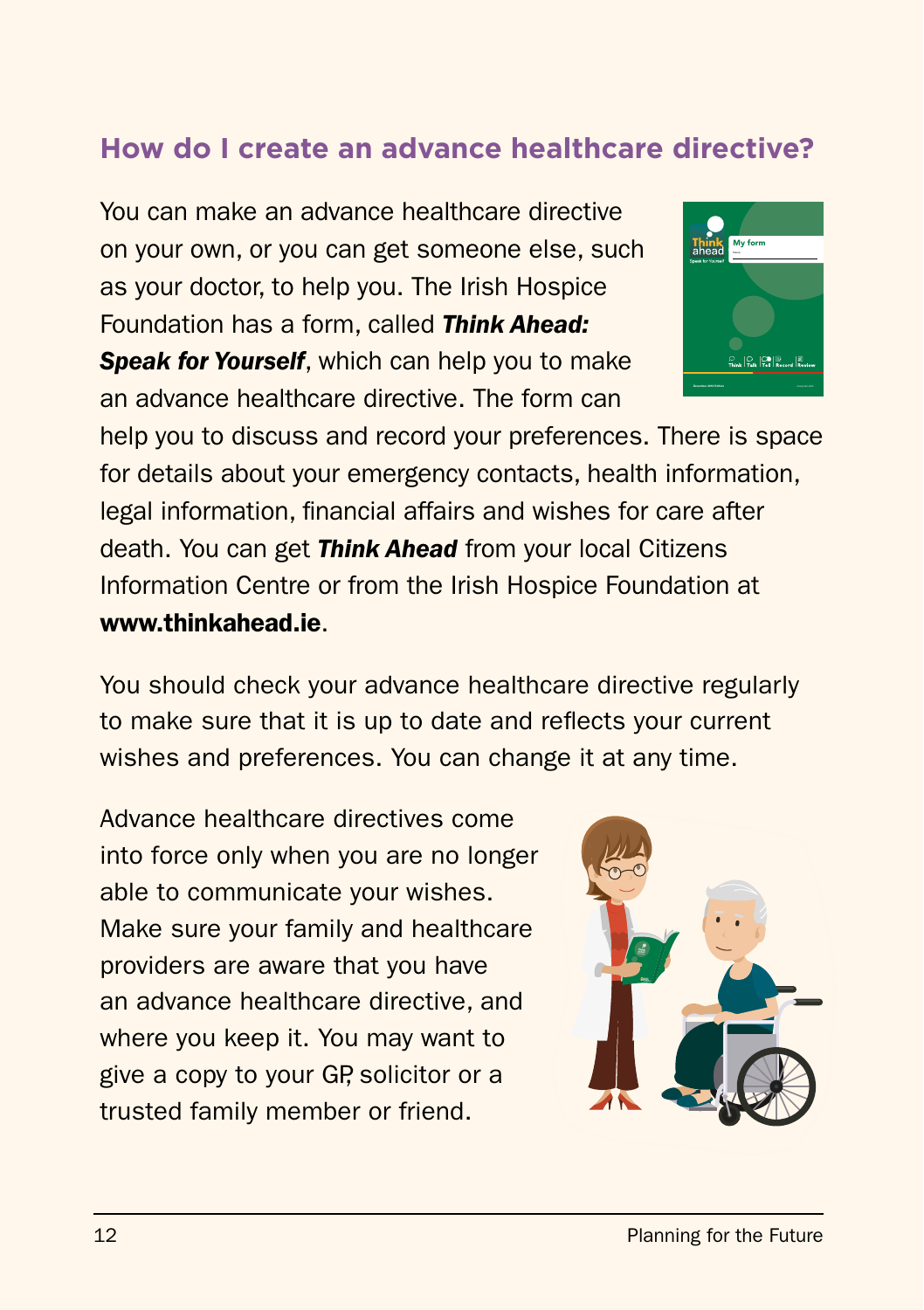## How do I create an advance healthcare directive?

You can make an advance healthcare directive on your own, or you can get someone else, such as your doctor, to help you. The Irish Hospice Foundation has a form, called ***Think Ahead: Speak for Yourself***, which can help you to make an advance healthcare directive. The form can help you to discuss and record your preferences. There is space for details about your emergency contacts, health information, legal information, financial affairs and wishes for care after death. You can get ***Think Ahead*** from your local Citizens Information Centre or from the Irish Hospice Foundation at **www.thinkahead.ie**.

You should check your advance healthcare directive regularly to make sure that it is up to date and reflects your current wishes and preferences. You can change it at any time.

Advance healthcare directives come into force only when you are no longer able to communicate your wishes. Make sure your family and healthcare providers are aware that you have an advance healthcare directive, and where you keep it. You may want to give a copy to your GP, solicitor or a trusted family member or friend.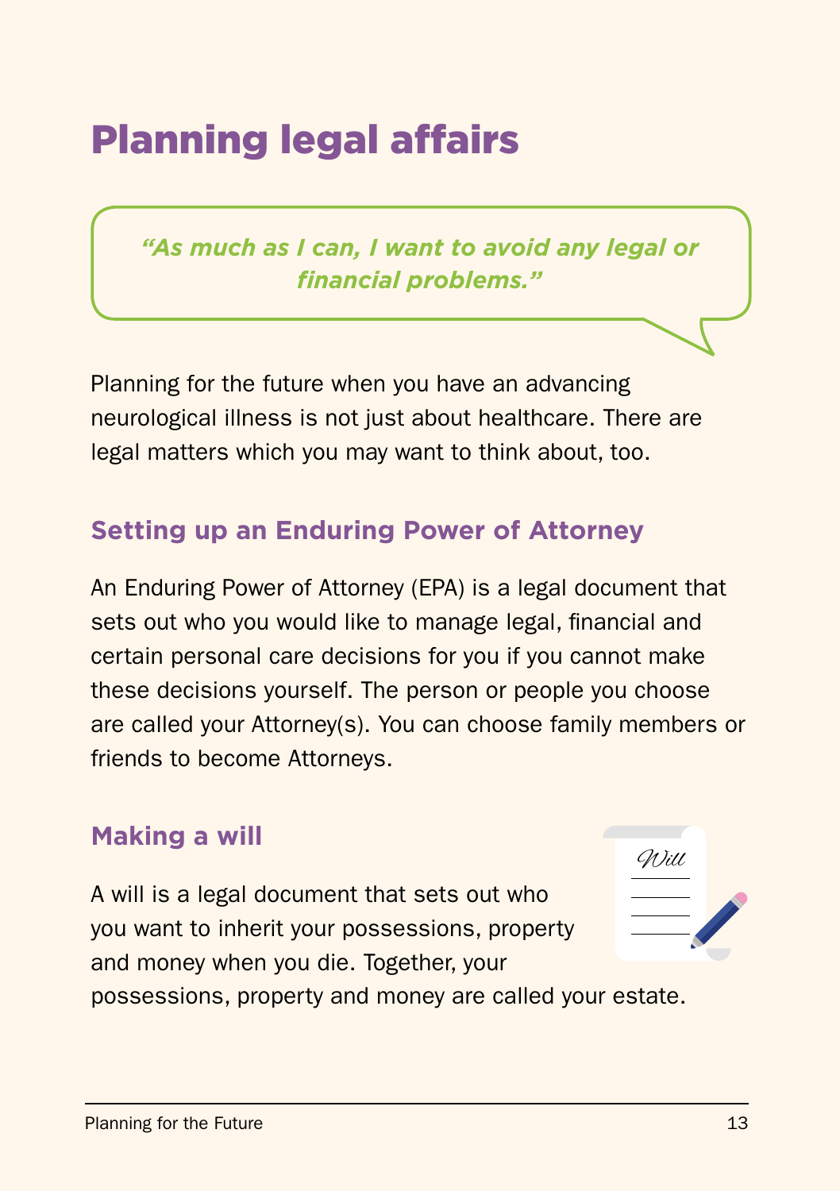# Planning legal affairs

> *"As much as I can, I want to avoid any legal or financial problems."*

Planning for the future when you have an advancing neurological illness is not just about healthcare. There are legal matters which you may want to think about, too.

## Setting up an Enduring Power of Attorney

An Enduring Power of Attorney (EPA) is a legal document that sets out who you would like to manage legal, financial and certain personal care decisions for you if you cannot make these decisions yourself. The person or people you choose are called your Attorney(s). You can choose family members or friends to become Attorneys.

## Making a will

A will is a legal document that sets out who you want to inherit your possessions, property and money when you die. Together, your possessions, property and money are called your estate.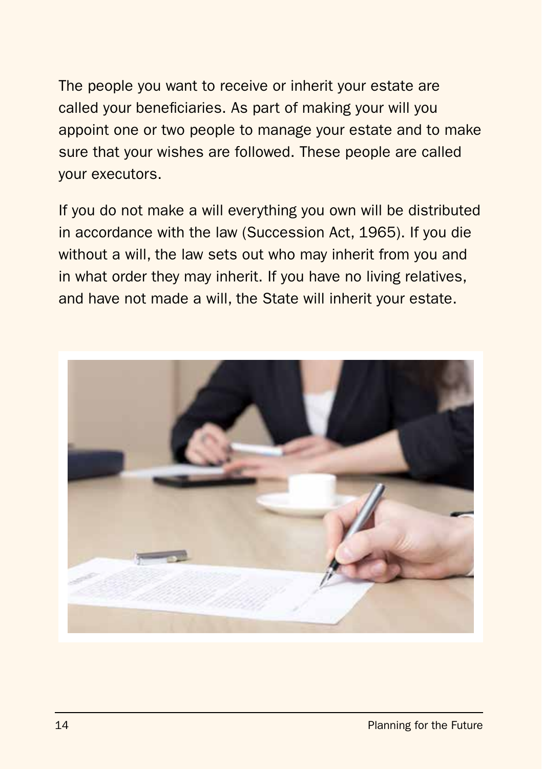The people you want to receive or inherit your estate are called your beneficiaries. As part of making your will you appoint one or two people to manage your estate and to make sure that your wishes are followed. These people are called your executors.

If you do not make a will everything you own will be distributed in accordance with the law (Succession Act, 1965). If you die without a will, the law sets out who may inherit from you and in what order they may inherit. If you have no living relatives, and have not made a will, the State will inherit your estate.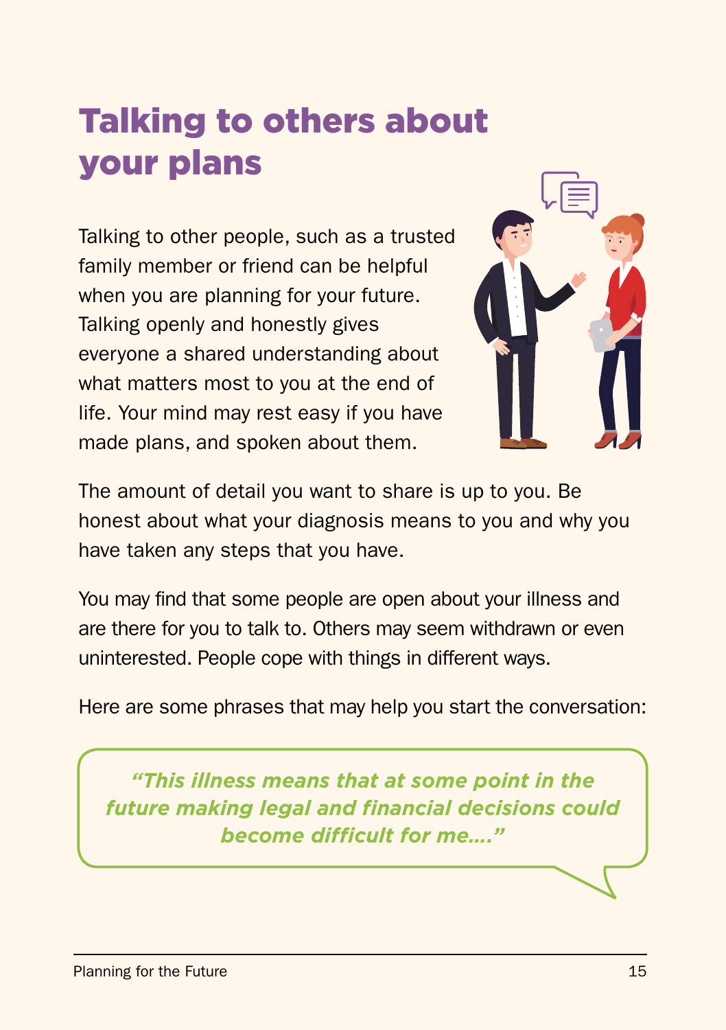# Talking to others about your plans

Talking to other people, such as a trusted family member or friend can be helpful when you are planning for your future. Talking openly and honestly gives everyone a shared understanding about what matters most to you at the end of life. Your mind may rest easy if you have made plans, and spoken about them.

The amount of detail you want to share is up to you. Be honest about what your diagnosis means to you and why you have taken any steps that you have.

You may find that some people are open about your illness and are there for you to talk to. Others may seem withdrawn or even uninterested. People cope with things in different ways.

Here are some phrases that may help you start the conversation:

> ***"This illness means that at some point in the future making legal and financial decisions could become difficult for me…."***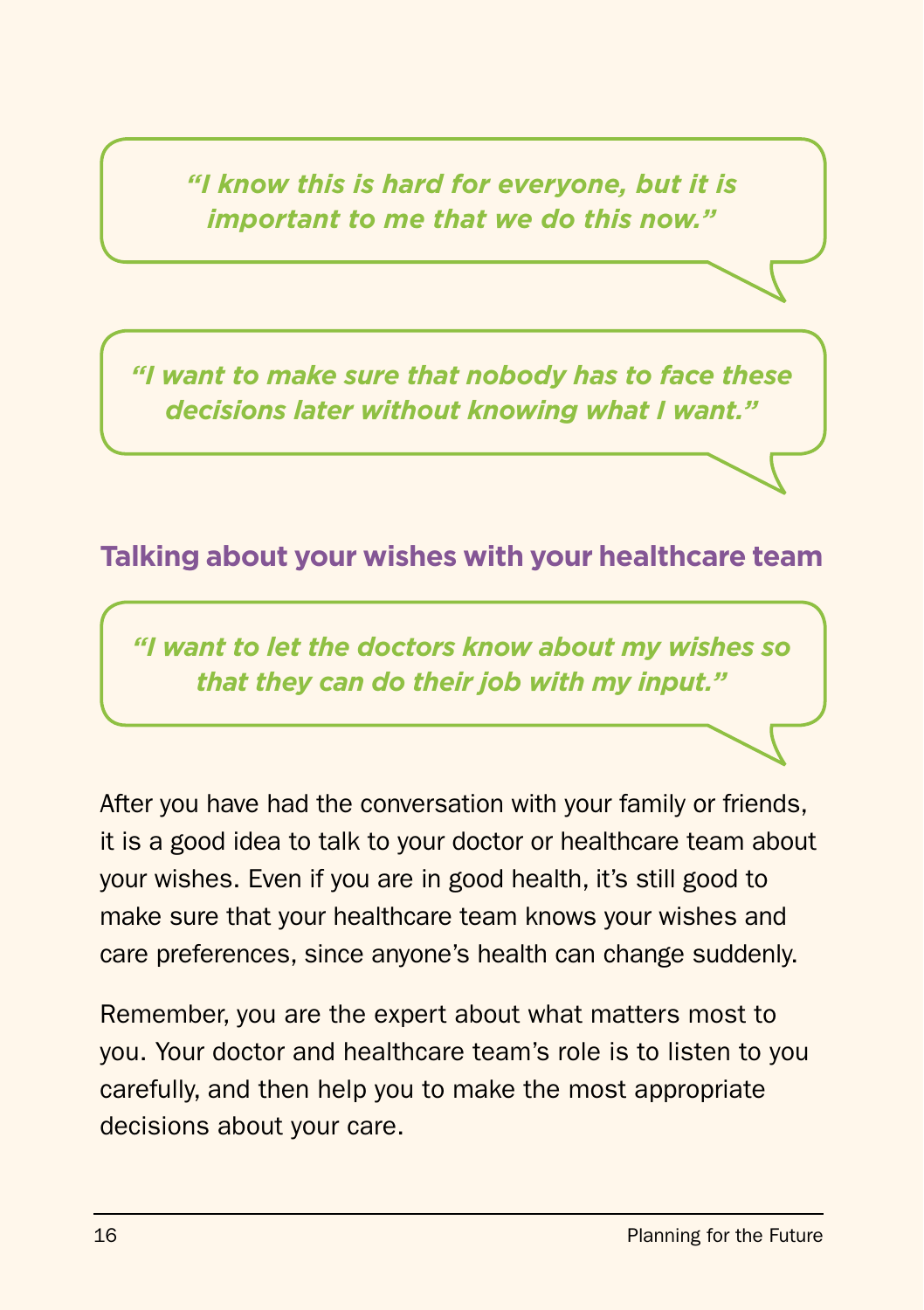*"I know this is hard for everyone, but it is important to me that we do this now."*

*"I want to make sure that nobody has to face these decisions later without knowing what I want."*

## Talking about your wishes with your healthcare team

*"I want to let the doctors know about my wishes so that they can do their job with my input."*

After you have had the conversation with your family or friends, it is a good idea to talk to your doctor or healthcare team about your wishes. Even if you are in good health, it's still good to make sure that your healthcare team knows your wishes and care preferences, since anyone's health can change suddenly.

Remember, you are the expert about what matters most to you. Your doctor and healthcare team's role is to listen to you carefully, and then help you to make the most appropriate decisions about your care.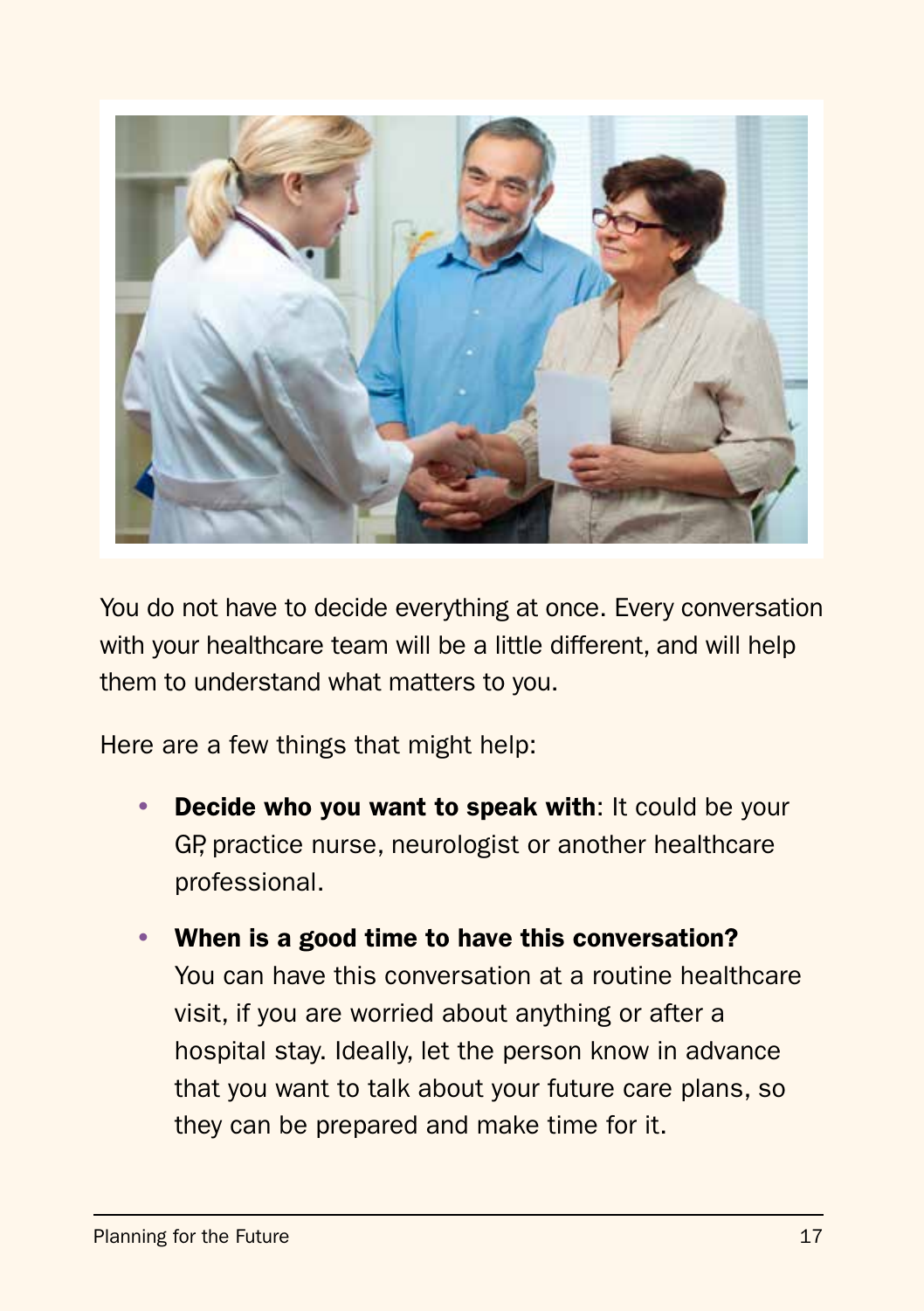You do not have to decide everything at once. Every conversation with your healthcare team will be a little different, and will help them to understand what matters to you.

Here are a few things that might help:

- **Decide who you want to speak with**: It could be your GP, practice nurse, neurologist or another healthcare professional.
- **When is a good time to have this conversation?** You can have this conversation at a routine healthcare visit, if you are worried about anything or after a hospital stay. Ideally, let the person know in advance that you want to talk about your future care plans, so they can be prepared and make time for it.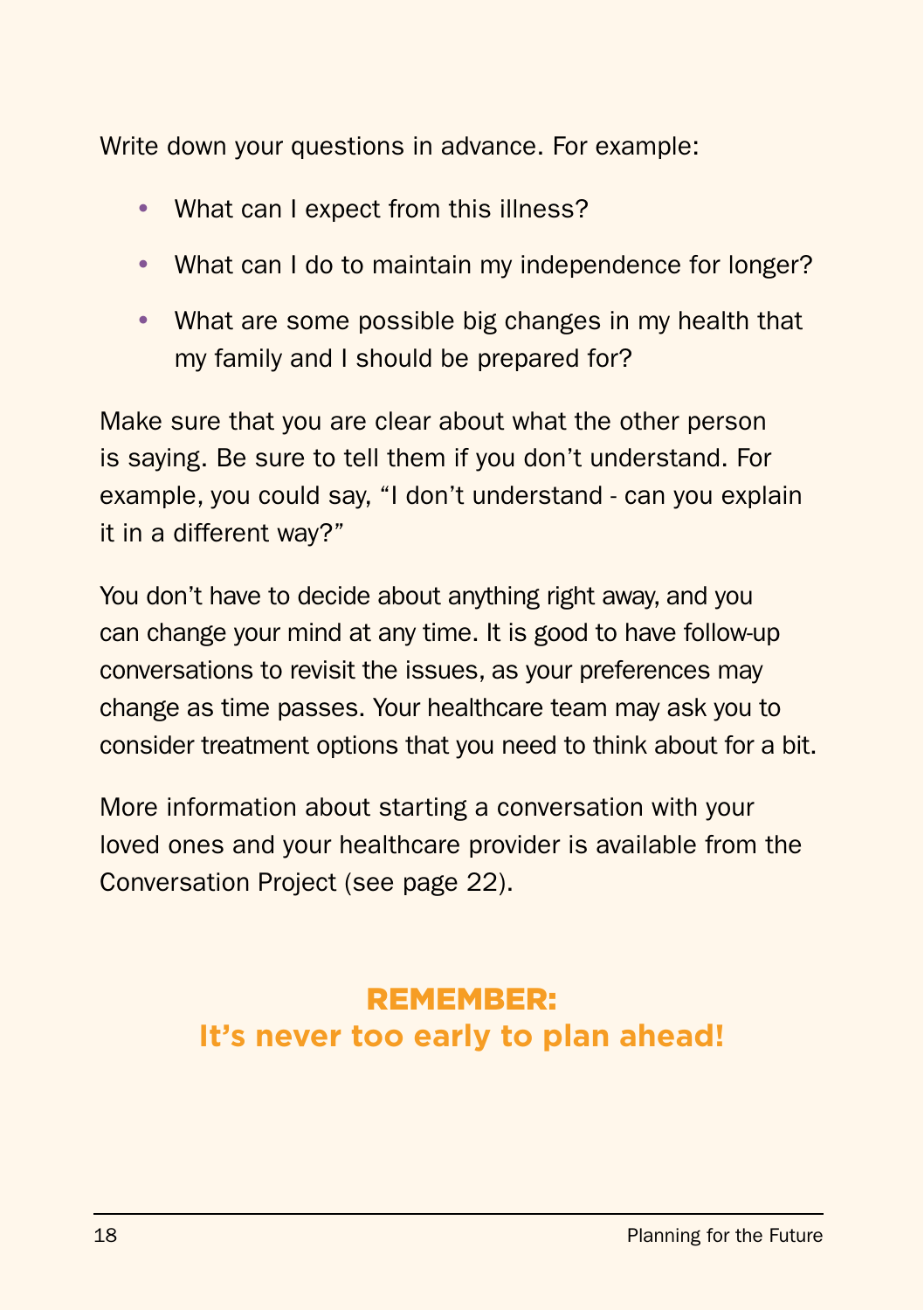Write down your questions in advance. For example:

- What can I expect from this illness?
- What can I do to maintain my independence for longer?
- What are some possible big changes in my health that my family and I should be prepared for?

Make sure that you are clear about what the other person is saying. Be sure to tell them if you don't understand. For example, you could say, "I don't understand - can you explain it in a different way?"

You don't have to decide about anything right away, and you can change your mind at any time. It is good to have follow-up conversations to revisit the issues, as your preferences may change as time passes. Your healthcare team may ask you to consider treatment options that you need to think about for a bit.

More information about starting a conversation with your loved ones and your healthcare provider is available from the Conversation Project (see page 22).

**REMEMBER:**
**It's never too early to plan ahead!**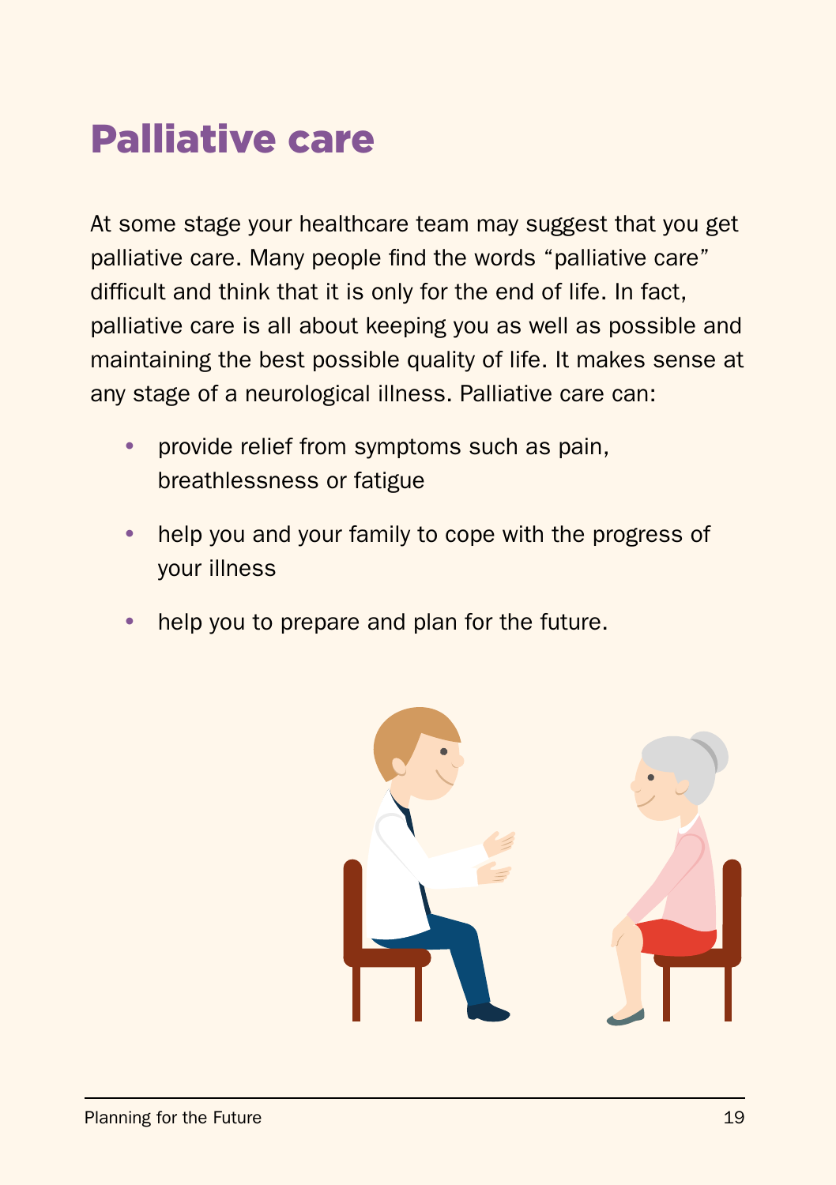# Palliative care

At some stage your healthcare team may suggest that you get palliative care. Many people find the words “palliative care” difficult and think that it is only for the end of life. In fact, palliative care is all about keeping you as well as possible and maintaining the best possible quality of life. It makes sense at any stage of a neurological illness. Palliative care can:

- provide relief from symptoms such as pain, breathlessness or fatigue
- help you and your family to cope with the progress of your illness
- help you to prepare and plan for the future.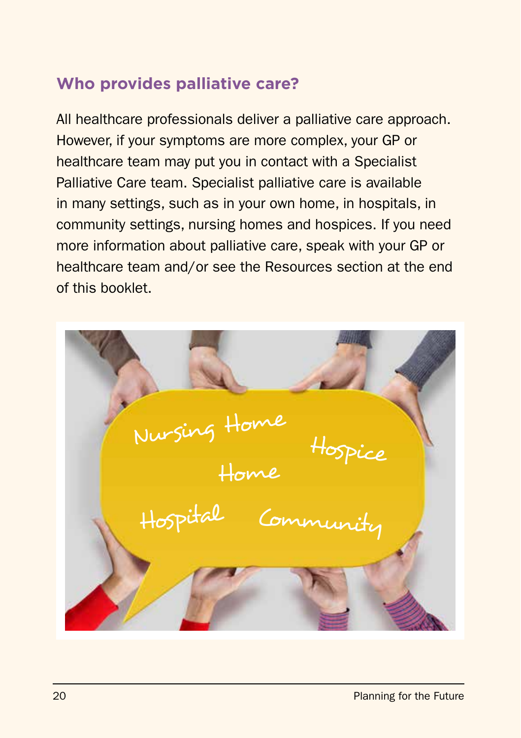## Who provides palliative care?

All healthcare professionals deliver a palliative care approach. However, if your symptoms are more complex, your GP or healthcare team may put you in contact with a Specialist Palliative Care team. Specialist palliative care is available in many settings, such as in your own home, in hospitals, in community settings, nursing homes and hospices. If you need more information about palliative care, speak with your GP or healthcare team and/or see the Resources section at the end of this booklet.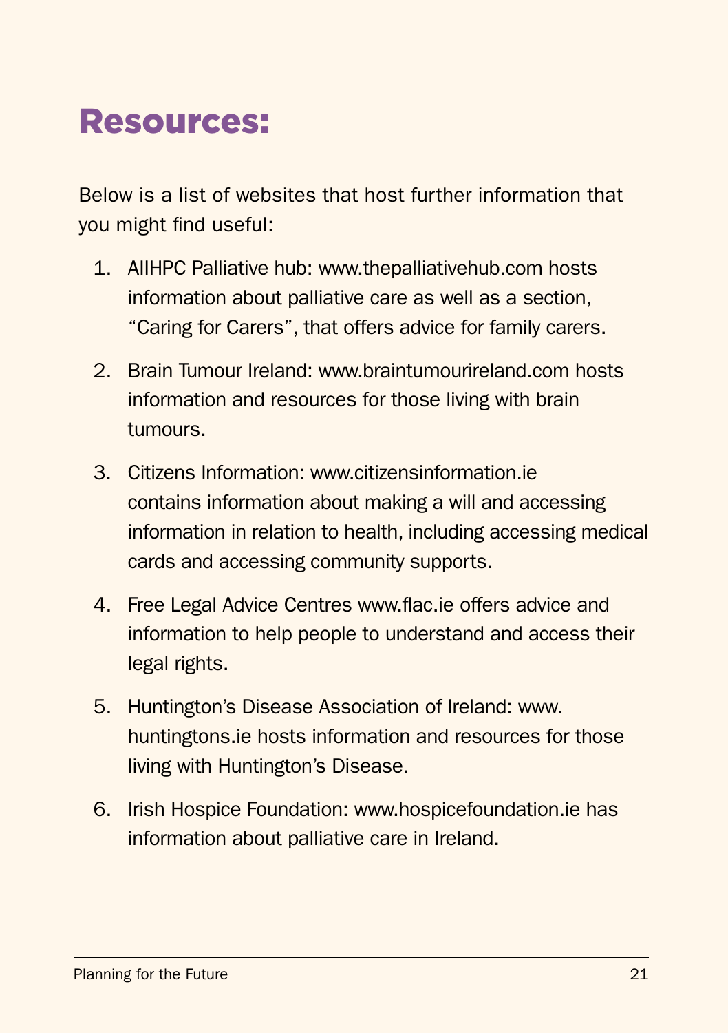# Resources:

Below is a list of websites that host further information that you might find useful:

1. AIIHPC Palliative hub: www.thepalliativehub.com hosts information about palliative care as well as a section, “Caring for Carers”, that offers advice for family carers.
2. Brain Tumour Ireland: www.braintumourireland.com hosts information and resources for those living with brain tumours.
3. Citizens Information: www.citizensinformation.ie contains information about making a will and accessing information in relation to health, including accessing medical cards and accessing community supports.
4. Free Legal Advice Centres www.flac.ie offers advice and information to help people to understand and access their legal rights.
5. Huntington’s Disease Association of Ireland: www.huntingtons.ie hosts information and resources for those living with Huntington’s Disease.
6. Irish Hospice Foundation: www.hospicefoundation.ie has information about palliative care in Ireland.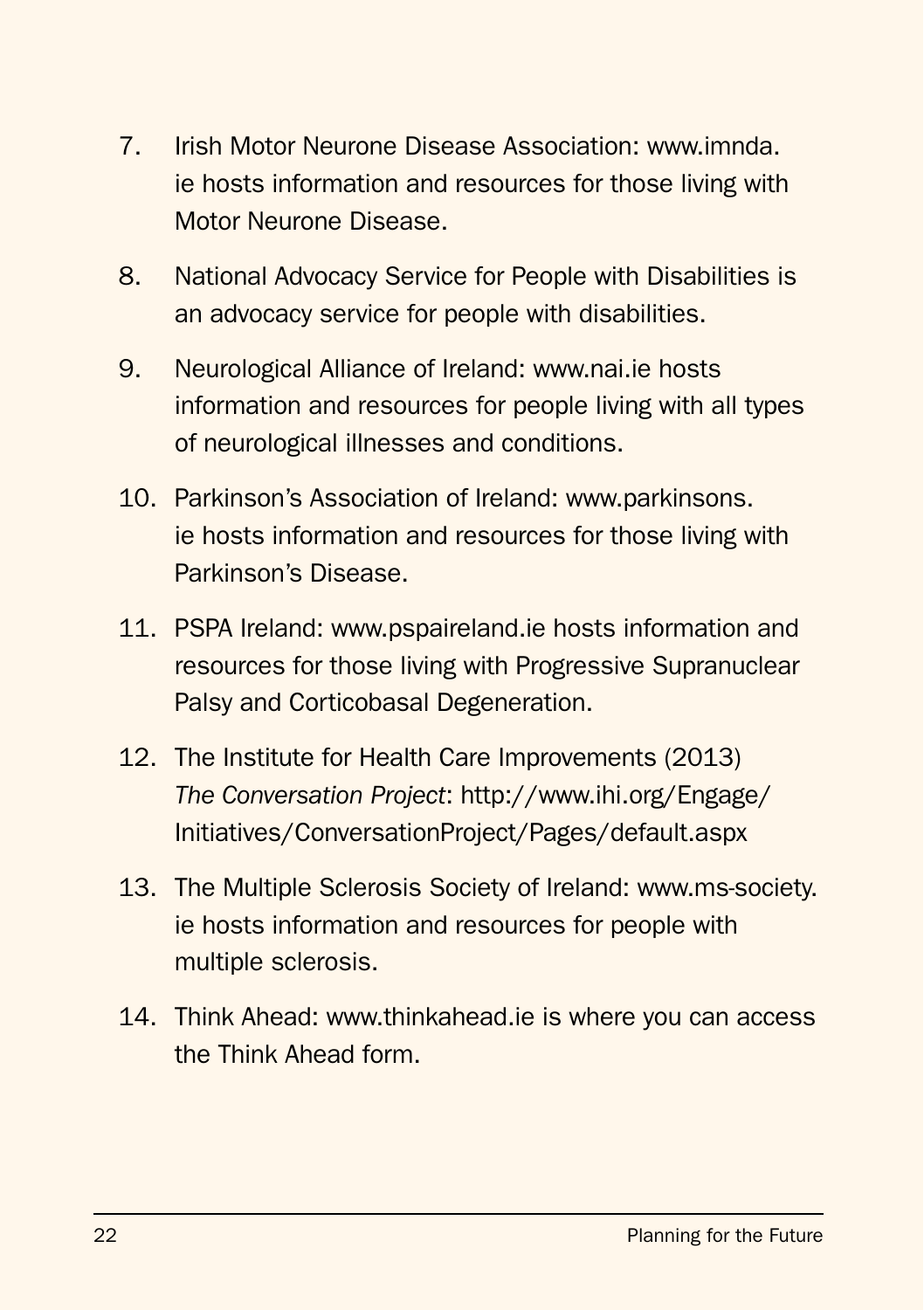7. Irish Motor Neurone Disease Association: www.imnda.ie hosts information and resources for those living with Motor Neurone Disease.
8. National Advocacy Service for People with Disabilities is an advocacy service for people with disabilities.
9. Neurological Alliance of Ireland: www.nai.ie hosts information and resources for people living with all types of neurological illnesses and conditions.
10. Parkinson's Association of Ireland: www.parkinsons.ie hosts information and resources for those living with Parkinson's Disease.
11. PSPA Ireland: www.pspaireland.ie hosts information and resources for those living with Progressive Supranuclear Palsy and Corticobasal Degeneration.
12. The Institute for Health Care Improvements (2013) *The Conversation Project*: http://www.ihi.org/Engage/Initiatives/ConversationProject/Pages/default.aspx
13. The Multiple Sclerosis Society of Ireland: www.ms-society.ie hosts information and resources for people with multiple sclerosis.
14. Think Ahead: www.thinkahead.ie is where you can access the Think Ahead form.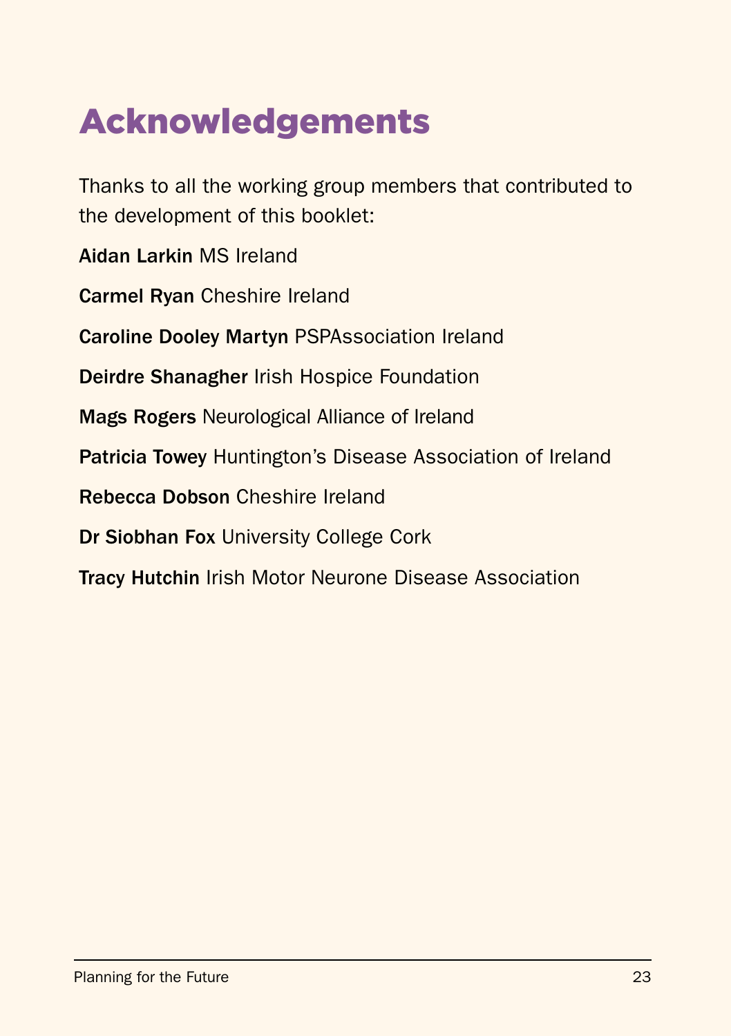# Acknowledgements

Thanks to all the working group members that contributed to the development of this booklet:

**Aidan Larkin** MS Ireland

**Carmel Ryan** Cheshire Ireland

**Caroline Dooley Martyn** PSPAssociation Ireland

**Deirdre Shanagher** Irish Hospice Foundation

**Mags Rogers** Neurological Alliance of Ireland

**Patricia Towey** Huntington's Disease Association of Ireland

**Rebecca Dobson** Cheshire Ireland

**Dr Siobhan Fox** University College Cork

**Tracy Hutchin** Irish Motor Neurone Disease Association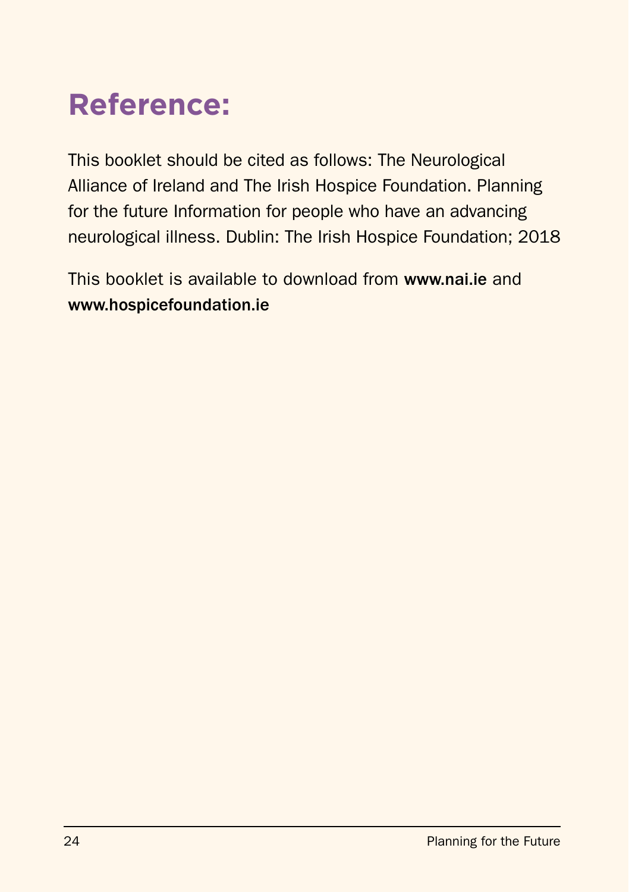# Reference:

This booklet should be cited as follows: The Neurological Alliance of Ireland and The Irish Hospice Foundation. Planning for the future Information for people who have an advancing neurological illness. Dublin: The Irish Hospice Foundation; 2018

This booklet is available to download from **www.nai.ie** and **www.hospicefoundation.ie**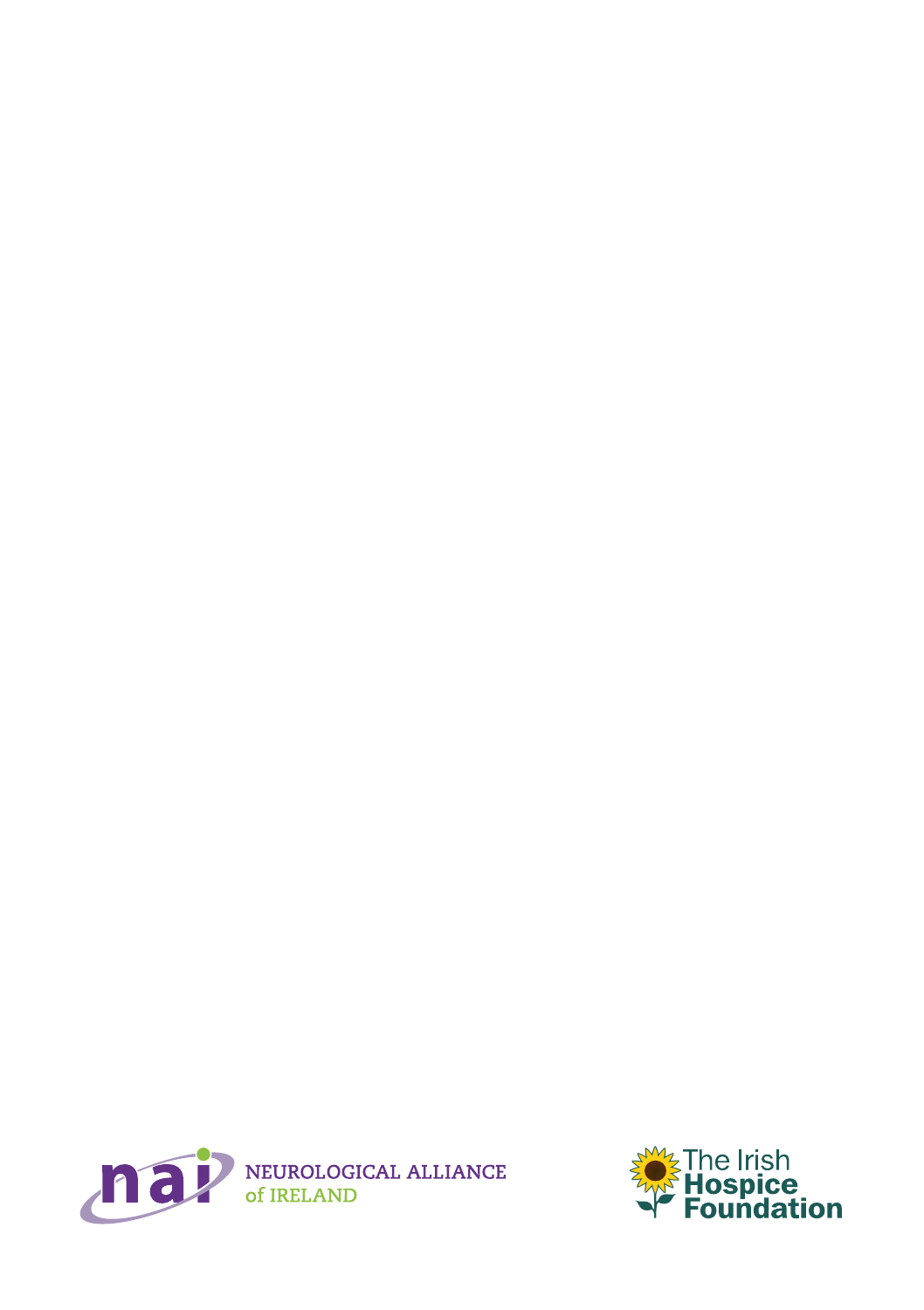NEUROLOGICAL ALLIANCE of IRELAND

The Irish Hospice Foundation